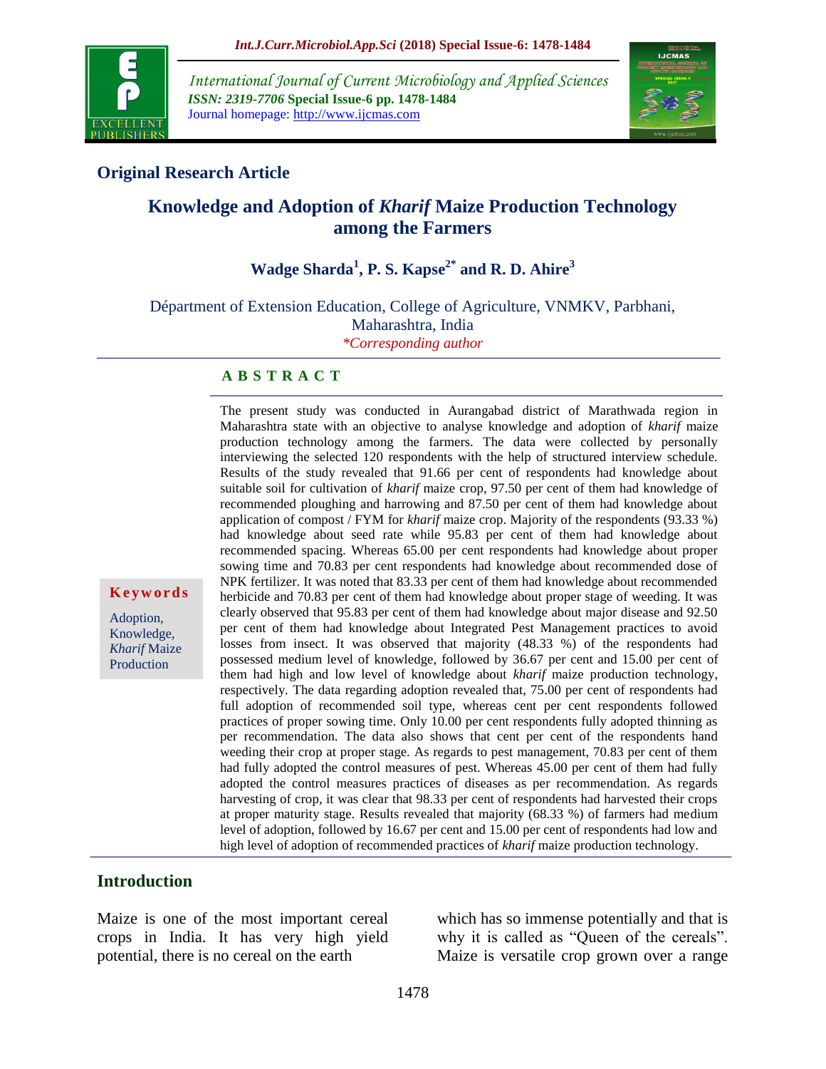## Original Research Article

# Knowledge and Adoption of *Kharif* Maize Production Technology among the Farmers

**Wadge Sharda[1], P. S. Kapse[2*] and R. D. Ahire[3]**

Département of Extension Education, College of Agriculture, VNMKV, Parbhani, Maharashtra, India

*Corresponding author

### A B S T R A C T

**Keywords**

Adoption, Knowledge, *Kharif* Maize Production

The present study was conducted in Aurangabad district of Marathwada region in Maharashtra state with an objective to analyse knowledge and adoption of *kharif* maize production technology among the farmers. The data were collected by personally interviewing the selected 120 respondents with the help of structured interview schedule. Results of the study revealed that 91.66 per cent of respondents had knowledge about suitable soil for cultivation of *kharif* maize crop, 97.50 per cent of them had knowledge of recommended ploughing and harrowing and 87.50 per cent of them had knowledge about application of compost / FYM for *kharif* maize crop. Majority of the respondents (93.33 %) had knowledge about seed rate while 95.83 per cent of them had knowledge about recommended spacing. Whereas 65.00 per cent respondents had knowledge about proper sowing time and 70.83 per cent respondents had knowledge about recommended dose of NPK fertilizer. It was noted that 83.33 per cent of them had knowledge about recommended herbicide and 70.83 per cent of them had knowledge about proper stage of weeding. It was clearly observed that 95.83 per cent of them had knowledge about major disease and 92.50 per cent of them had knowledge about Integrated Pest Management practices to avoid losses from insect. It was observed that majority (48.33 %) of the respondents had possessed medium level of knowledge, followed by 36.67 per cent and 15.00 per cent of them had high and low level of knowledge about *kharif* maize production technology, respectively. The data regarding adoption revealed that, 75.00 per cent of respondents had full adoption of recommended soil type, whereas cent per cent respondents followed practices of proper sowing time. Only 10.00 per cent respondents fully adopted thinning as per recommendation. The data also shows that cent per cent of the respondents hand weeding their crop at proper stage. As regards to pest management, 70.83 per cent of them had fully adopted the control measures of pest. Whereas 45.00 per cent of them had fully adopted the control measures practices of diseases as per recommendation. As regards harvesting of crop, it was clear that 98.33 per cent of respondents had harvested their crops at proper maturity stage. Results revealed that majority (68.33 %) of farmers had medium level of adoption, followed by 16.67 per cent and 15.00 per cent of respondents had low and high level of adoption of recommended practices of *kharif* maize production technology.

## Introduction

Maize is one of the most important cereal crops in India. It has very high yield potential, there is no cereal on the earth which has so immense potentially and that is why it is called as “Queen of the cereals”. Maize is versatile crop grown over a range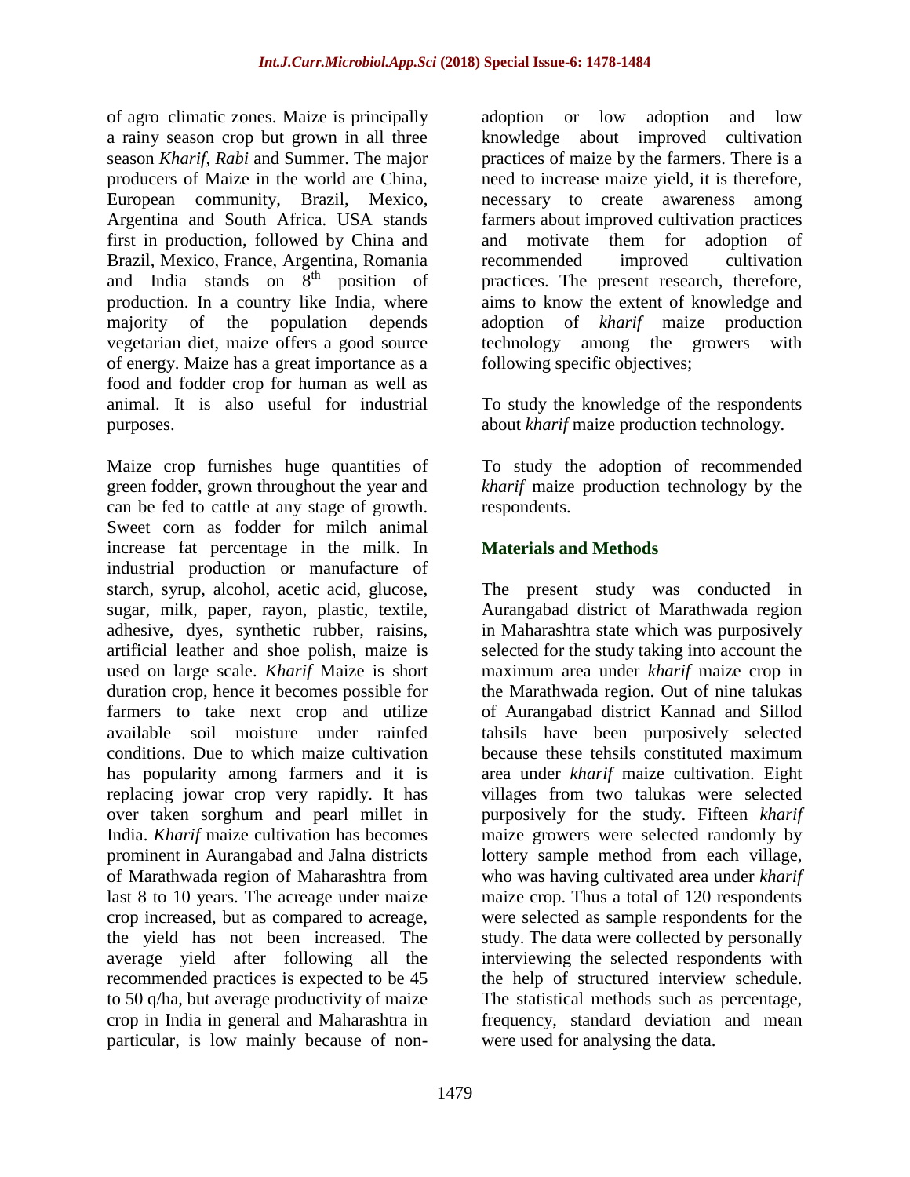of agro–climatic zones. Maize is principally a rainy season crop but grown in all three season *Kharif*, *Rabi* and Summer. The major producers of Maize in the world are China, European community, Brazil, Mexico, Argentina and South Africa. USA stands first in production, followed by China and Brazil, Mexico, France, Argentina, Romania and India stands on $8^{th}$ position of production. In a country like India, where majority of the population depends vegetarian diet, maize offers a good source of energy. Maize has a great importance as a food and fodder crop for human as well as animal. It is also useful for industrial purposes.

Maize crop furnishes huge quantities of green fodder, grown throughout the year and can be fed to cattle at any stage of growth. Sweet corn as fodder for milch animal increase fat percentage in the milk. In industrial production or manufacture of starch, syrup, alcohol, acetic acid, glucose, sugar, milk, paper, rayon, plastic, textile, adhesive, dyes, synthetic rubber, raisins, artificial leather and shoe polish, maize is used on large scale. *Kharif* Maize is short duration crop, hence it becomes possible for farmers to take next crop and utilize available soil moisture under rainfed conditions. Due to which maize cultivation has popularity among farmers and it is replacing jowar crop very rapidly. It has over taken sorghum and pearl millet in India. *Kharif* maize cultivation has becomes prominent in Aurangabad and Jalna districts of Marathwada region of Maharashtra from last 8 to 10 years. The acreage under maize crop increased, but as compared to acreage, the yield has not been increased. The average yield after following all the recommended practices is expected to be 45 to 50 q/ha, but average productivity of maize crop in India in general and Maharashtra in particular, is low mainly because of non-adoption or low adoption and low knowledge about improved cultivation practices of maize by the farmers. There is a need to increase maize yield, it is therefore, necessary to create awareness among farmers about improved cultivation practices and motivate them for adoption of recommended improved cultivation practices. The present research, therefore, aims to know the extent of knowledge and adoption of *kharif* maize production technology among the growers with following specific objectives;

To study the knowledge of the respondents about *kharif* maize production technology.

To study the adoption of recommended *kharif* maize production technology by the respondents.

## Materials and Methods

The present study was conducted in Aurangabad district of Marathwada region in Maharashtra state which was purposively selected for the study taking into account the maximum area under *kharif* maize crop in the Marathwada region. Out of nine talukas of Aurangabad district Kannad and Sillod tahsils have been purposively selected because these tehsils constituted maximum area under *kharif* maize cultivation. Eight villages from two talukas were selected purposively for the study. Fifteen *kharif* maize growers were selected randomly by lottery sample method from each village, who was having cultivated area under *kharif* maize crop. Thus a total of 120 respondents were selected as sample respondents for the study. The data were collected by personally interviewing the selected respondents with the help of structured interview schedule. The statistical methods such as percentage, frequency, standard deviation and mean were used for analysing the data.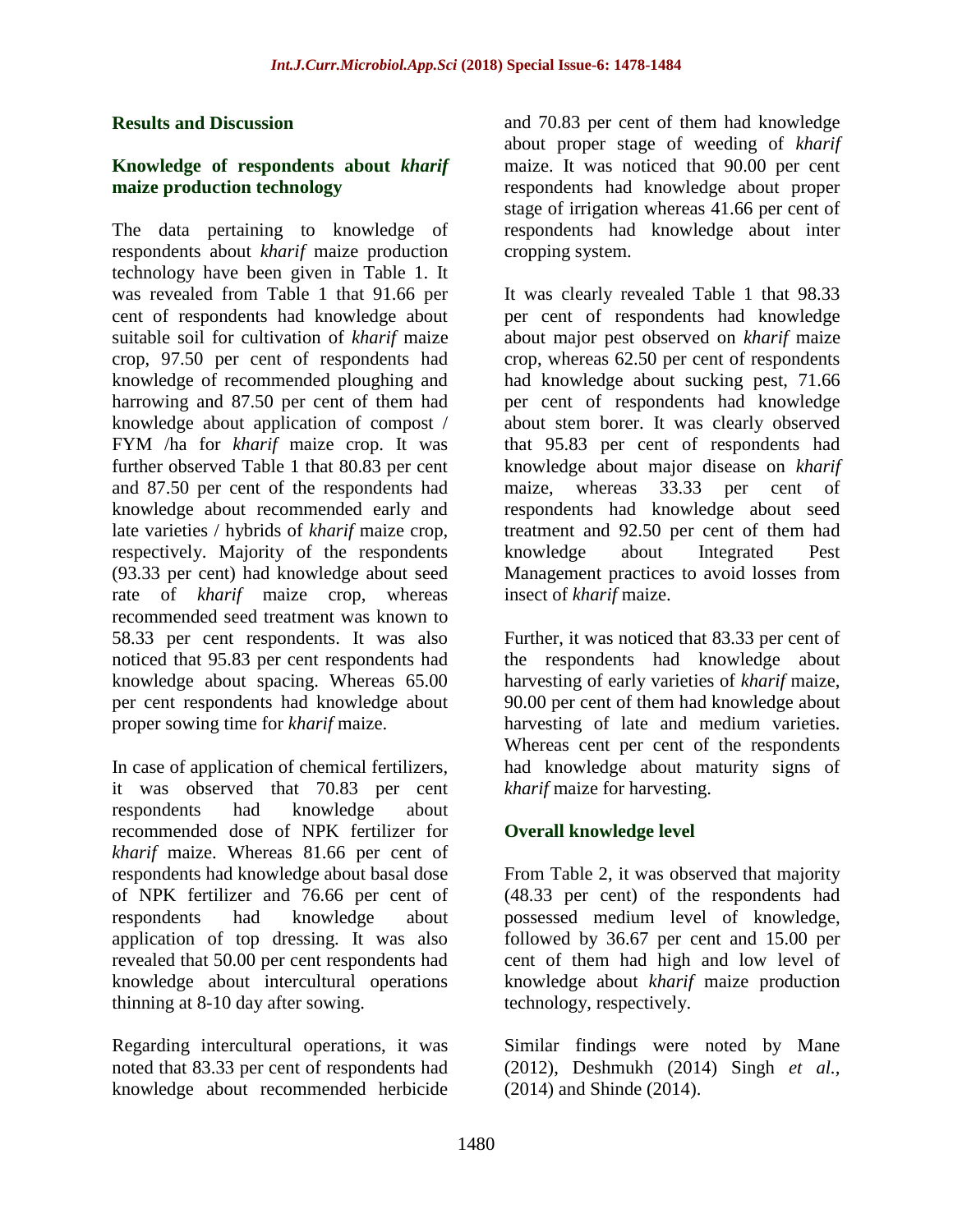## Results and Discussion

### Knowledge of respondents about *kharif* maize production technology

The data pertaining to knowledge of respondents about *kharif* maize production technology have been given in Table 1. It was revealed from Table 1 that 91.66 per cent of respondents had knowledge about suitable soil for cultivation of *kharif* maize crop, 97.50 per cent of respondents had knowledge of recommended ploughing and harrowing and 87.50 per cent of them had knowledge about application of compost / FYM /ha for *kharif* maize crop. It was further observed Table 1 that 80.83 per cent and 87.50 per cent of the respondents had knowledge about recommended early and late varieties / hybrids of *kharif* maize crop, respectively. Majority of the respondents (93.33 per cent) had knowledge about seed rate of *kharif* maize crop, whereas recommended seed treatment was known to 58.33 per cent respondents. It was also noticed that 95.83 per cent respondents had knowledge about spacing. Whereas 65.00 per cent respondents had knowledge about proper sowing time for *kharif* maize.

In case of application of chemical fertilizers, it was observed that 70.83 per cent respondents had knowledge about recommended dose of NPK fertilizer for *kharif* maize. Whereas 81.66 per cent of respondents had knowledge about basal dose of NPK fertilizer and 76.66 per cent of respondents had knowledge about application of top dressing. It was also revealed that 50.00 per cent respondents had knowledge about intercultural operations thinning at 8-10 day after sowing.

Regarding intercultural operations, it was noted that 83.33 per cent of respondents had knowledge about recommended herbicide and 70.83 per cent of them had knowledge about proper stage of weeding of *kharif* maize. It was noticed that 90.00 per cent respondents had knowledge about proper stage of irrigation whereas 41.66 per cent of respondents had knowledge about inter cropping system.

It was clearly revealed Table 1 that 98.33 per cent of respondents had knowledge about major pest observed on *kharif* maize crop, whereas 62.50 per cent of respondents had knowledge about sucking pest, 71.66 per cent of respondents had knowledge about stem borer. It was clearly observed that 95.83 per cent of respondents had knowledge about major disease on *kharif* maize, whereas 33.33 per cent of respondents had knowledge about seed treatment and 92.50 per cent of them had knowledge about Integrated Pest Management practices to avoid losses from insect of *kharif* maize.

Further, it was noticed that 83.33 per cent of the respondents had knowledge about harvesting of early varieties of *kharif* maize, 90.00 per cent of them had knowledge about harvesting of late and medium varieties. Whereas cent per cent of the respondents had knowledge about maturity signs of *kharif* maize for harvesting.

### Overall knowledge level

From Table 2, it was observed that majority (48.33 per cent) of the respondents had possessed medium level of knowledge, followed by 36.67 per cent and 15.00 per cent of them had high and low level of knowledge about *kharif* maize production technology, respectively.

Similar findings were noted by Mane (2012), Deshmukh (2014) Singh *et al.,* (2014) and Shinde (2014).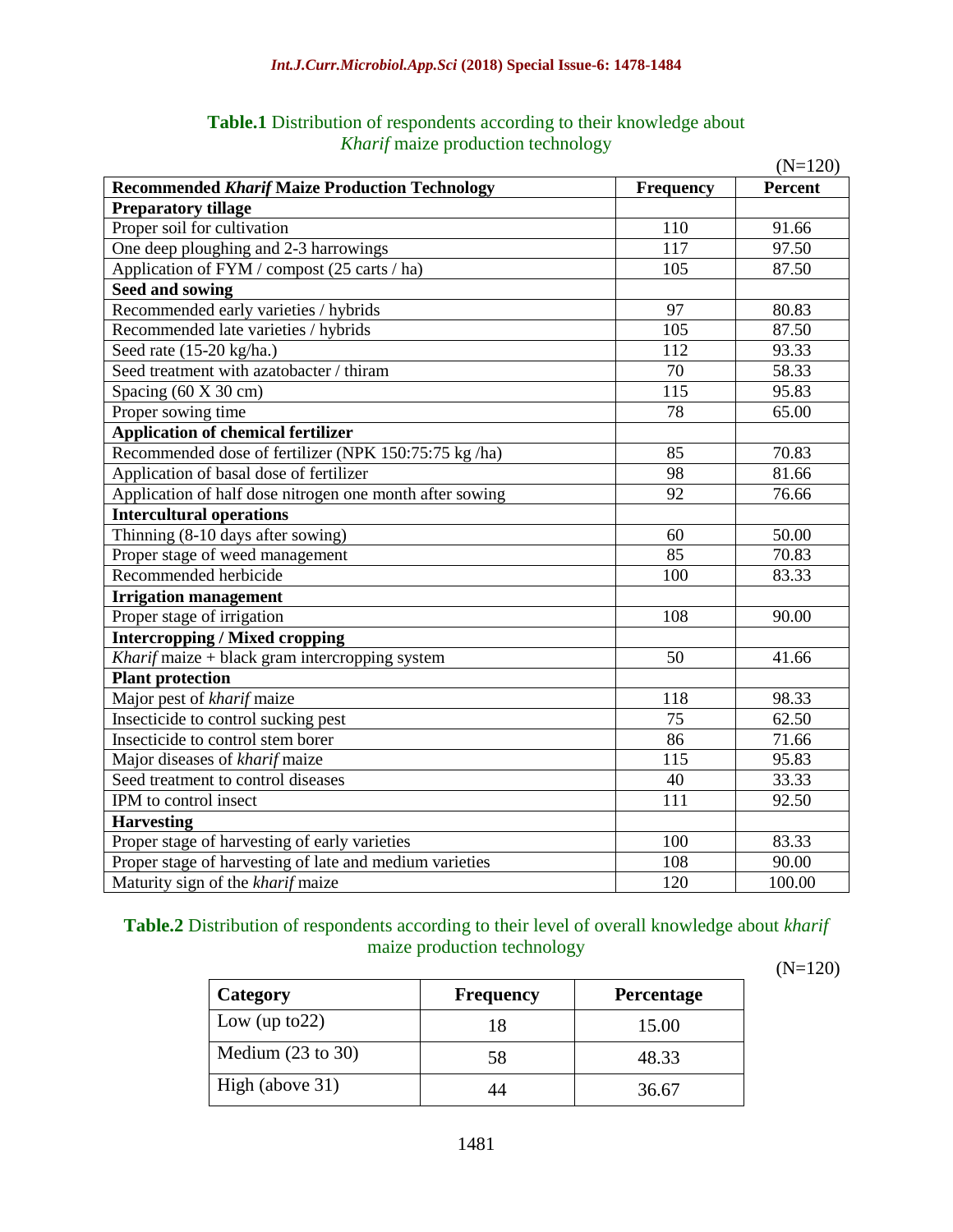**Table.1** Distribution of respondents according to their knowledge about *Kharif* maize production technology

(N=120)

| Recommended *Kharif* Maize Production Technology | Frequency | Percent |
|---|---|---|
| **Preparatory tillage** | | |
| Proper soil for cultivation | 110 | 91.66 |
| One deep ploughing and 2-3 harrowings | 117 | 97.50 |
| Application of FYM / compost (25 carts / ha) | 105 | 87.50 |
| **Seed and sowing** | | |
| Recommended early varieties / hybrids | 97 | 80.83 |
| Recommended late varieties / hybrids | 105 | 87.50 |
| Seed rate (15-20 kg/ha.) | 112 | 93.33 |
| Seed treatment with azatobacter / thiram | 70 | 58.33 |
| Spacing (60 X 30 cm) | 115 | 95.83 |
| Proper sowing time | 78 | 65.00 |
| **Application of chemical fertilizer** | | |
| Recommended dose of fertilizer (NPK 150:75:75 kg /ha) | 85 | 70.83 |
| Application of basal dose of fertilizer | 98 | 81.66 |
| Application of half dose nitrogen one month after sowing | 92 | 76.66 |
| **Intercultural operations** | | |
| Thinning (8-10 days after sowing) | 60 | 50.00 |
| Proper stage of weed management | 85 | 70.83 |
| Recommended herbicide | 100 | 83.33 |
| **Irrigation management** | | |
| Proper stage of irrigation | 108 | 90.00 |
| **Intercropping / Mixed cropping** | | |
| *Kharif* maize + black gram intercropping system | 50 | 41.66 |
| **Plant protection** | | |
| Major pest of *kharif* maize | 118 | 98.33 |
| Insecticide to control sucking pest | 75 | 62.50 |
| Insecticide to control stem borer | 86 | 71.66 |
| Major diseases of *kharif* maize | 115 | 95.83 |
| Seed treatment to control diseases | 40 | 33.33 |
| IPM to control insect | 111 | 92.50 |
| **Harvesting** | | |
| Proper stage of harvesting of early varieties | 100 | 83.33 |
| Proper stage of harvesting of late and medium varieties | 108 | 90.00 |
| Maturity sign of the *kharif* maize | 120 | 100.00 |

**Table.2** Distribution of respondents according to their level of overall knowledge about *kharif* maize production technology

(N=120)

| Category | Frequency | Percentage |
|---|---|---|
| Low (up to22) | 18 | 15.00 |
| Medium (23 to 30) | 58 | 48.33 |
| High (above 31) | 44 | 36.67 |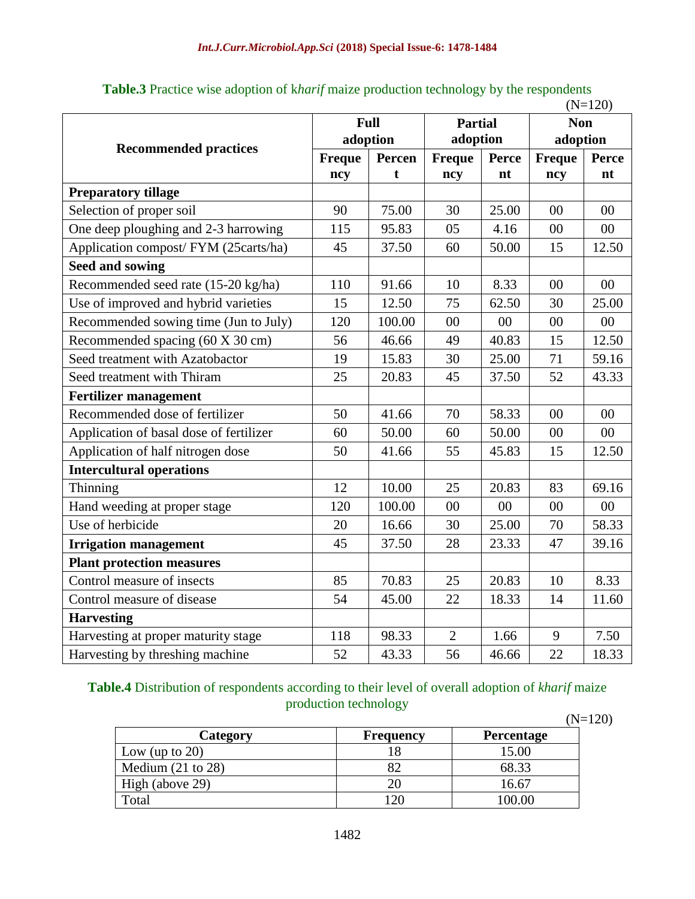**Table.3** Practice wise adoption of k*harif* maize production technology by the respondents

(N=120)

| Recommended practices | Full adoption | | Partial adoption | | Non adoption | |
|---|---|---|---|---|---|---|
| | Frequency | Percent | Frequency | Percent | Frequency | Percent |
| **Preparatory tillage** | | | | | | |
| Selection of proper soil | 90 | 75.00 | 30 | 25.00 | 00 | 00 |
| One deep ploughing and 2-3 harrowing | 115 | 95.83 | 05 | 4.16 | 00 | 00 |
| Application compost/ FYM (25carts/ha) | 45 | 37.50 | 60 | 50.00 | 15 | 12.50 |
| **Seed and sowing** | | | | | | |
| Recommended seed rate (15-20 kg/ha) | 110 | 91.66 | 10 | 8.33 | 00 | 00 |
| Use of improved and hybrid varieties | 15 | 12.50 | 75 | 62.50 | 30 | 25.00 |
| Recommended sowing time (Jun to July) | 120 | 100.00 | 00 | 00 | 00 | 00 |
| Recommended spacing (60 X 30 cm) | 56 | 46.66 | 49 | 40.83 | 15 | 12.50 |
| Seed treatment with Azatobactor | 19 | 15.83 | 30 | 25.00 | 71 | 59.16 |
| Seed treatment with Thiram | 25 | 20.83 | 45 | 37.50 | 52 | 43.33 |
| **Fertilizer management** | | | | | | |
| Recommended dose of fertilizer | 50 | 41.66 | 70 | 58.33 | 00 | 00 |
| Application of basal dose of fertilizer | 60 | 50.00 | 60 | 50.00 | 00 | 00 |
| Application of half nitrogen dose | 50 | 41.66 | 55 | 45.83 | 15 | 12.50 |
| **Intercultural operations** | | | | | | |
| Thinning | 12 | 10.00 | 25 | 20.83 | 83 | 69.16 |
| Hand weeding at proper stage | 120 | 100.00 | 00 | 00 | 00 | 00 |
| Use of herbicide | 20 | 16.66 | 30 | 25.00 | 70 | 58.33 |
| **Irrigation management** | 45 | 37.50 | 28 | 23.33 | 47 | 39.16 |
| **Plant protection measures** | | | | | | |
| Control measure of insects | 85 | 70.83 | 25 | 20.83 | 10 | 8.33 |
| Control measure of disease | 54 | 45.00 | 22 | 18.33 | 14 | 11.60 |
| **Harvesting** | | | | | | |
| Harvesting at proper maturity stage | 118 | 98.33 | 2 | 1.66 | 9 | 7.50 |
| Harvesting by threshing machine | 52 | 43.33 | 56 | 46.66 | 22 | 18.33 |

**Table.4** Distribution of respondents according to their level of overall adoption of *kharif* maize production technology

(N=120)

| Category | Frequency | Percentage |
|---|---|---|
| Low (up to 20) | 18 | 15.00 |
| Medium (21 to 28) | 82 | 68.33 |
| High (above 29) | 20 | 16.67 |
| Total | 120 | 100.00 |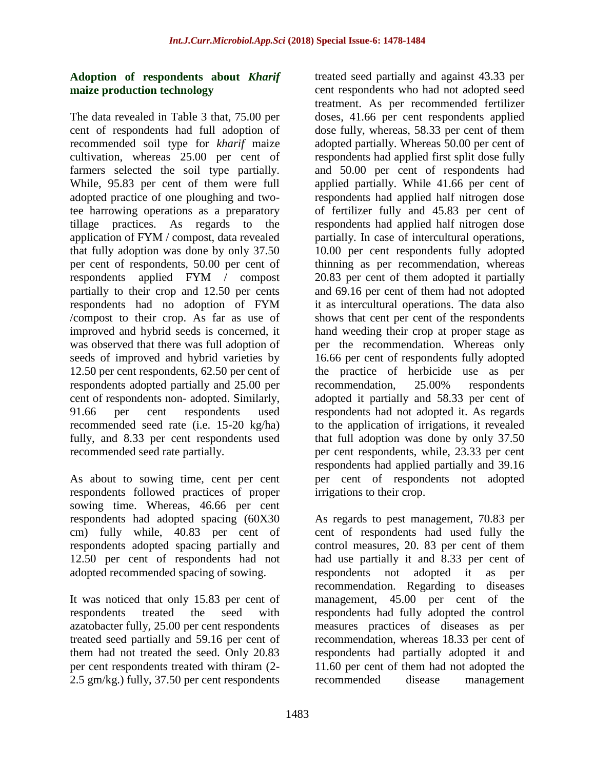**Adoption of respondents about *Kharif* maize production technology**

The data revealed in Table 3 that, 75.00 per cent of respondents had full adoption of recommended soil type for *kharif* maize cultivation, whereas 25.00 per cent of farmers selected the soil type partially. While, 95.83 per cent of them were full adopted practice of one ploughing and two-tee harrowing operations as a preparatory tillage practices. As regards to the application of FYM / compost, data revealed that fully adoption was done by only 37.50 per cent of respondents, 50.00 per cent of respondents applied FYM / compost partially to their crop and 12.50 per cents respondents had no adoption of FYM /compost to their crop. As far as use of improved and hybrid seeds is concerned, it was observed that there was full adoption of seeds of improved and hybrid varieties by 12.50 per cent respondents, 62.50 per cent of respondents adopted partially and 25.00 per cent of respondents non- adopted. Similarly, 91.66 per cent respondents used recommended seed rate (i.e. 15-20 kg/ha) fully, and 8.33 per cent respondents used recommended seed rate partially.

As about to sowing time, cent per cent respondents followed practices of proper sowing time. Whereas, 46.66 per cent respondents had adopted spacing (60X30 cm) fully while, 40.83 per cent of respondents adopted spacing partially and 12.50 per cent of respondents had not adopted recommended spacing of sowing.

It was noticed that only 15.83 per cent of respondents treated the seed with azatobacter fully, 25.00 per cent respondents treated seed partially and 59.16 per cent of them had not treated the seed. Only 20.83 per cent respondents treated with thiram (2-2.5 gm/kg.) fully, 37.50 per cent respondents treated seed partially and against 43.33 per cent respondents who had not adopted seed treatment. As per recommended fertilizer doses, 41.66 per cent respondents applied dose fully, whereas, 58.33 per cent of them adopted partially. Whereas 50.00 per cent of respondents had applied first split dose fully and 50.00 per cent of respondents had applied partially. While 41.66 per cent of respondents had applied half nitrogen dose of fertilizer fully and 45.83 per cent of respondents had applied half nitrogen dose partially. In case of intercultural operations, 10.00 per cent respondents fully adopted thinning as per recommendation, whereas 20.83 per cent of them adopted it partially and 69.16 per cent of them had not adopted it as intercultural operations. The data also shows that cent per cent of the respondents hand weeding their crop at proper stage as per the recommendation. Whereas only 16.66 per cent of respondents fully adopted the practice of herbicide use as per recommendation, 25.00% respondents adopted it partially and 58.33 per cent of respondents had not adopted it. As regards to the application of irrigations, it revealed that full adoption was done by only 37.50 per cent respondents, while, 23.33 per cent respondents had applied partially and 39.16 per cent of respondents not adopted irrigations to their crop.

As regards to pest management, 70.83 per cent of respondents had used fully the control measures, 20. 83 per cent of them had use partially it and 8.33 per cent of respondents not adopted it as per recommendation. Regarding to diseases management, 45.00 per cent of the respondents had fully adopted the control measures practices of diseases as per recommendation, whereas 18.33 per cent of respondents had partially adopted it and 11.60 per cent of them had not adopted the recommended disease management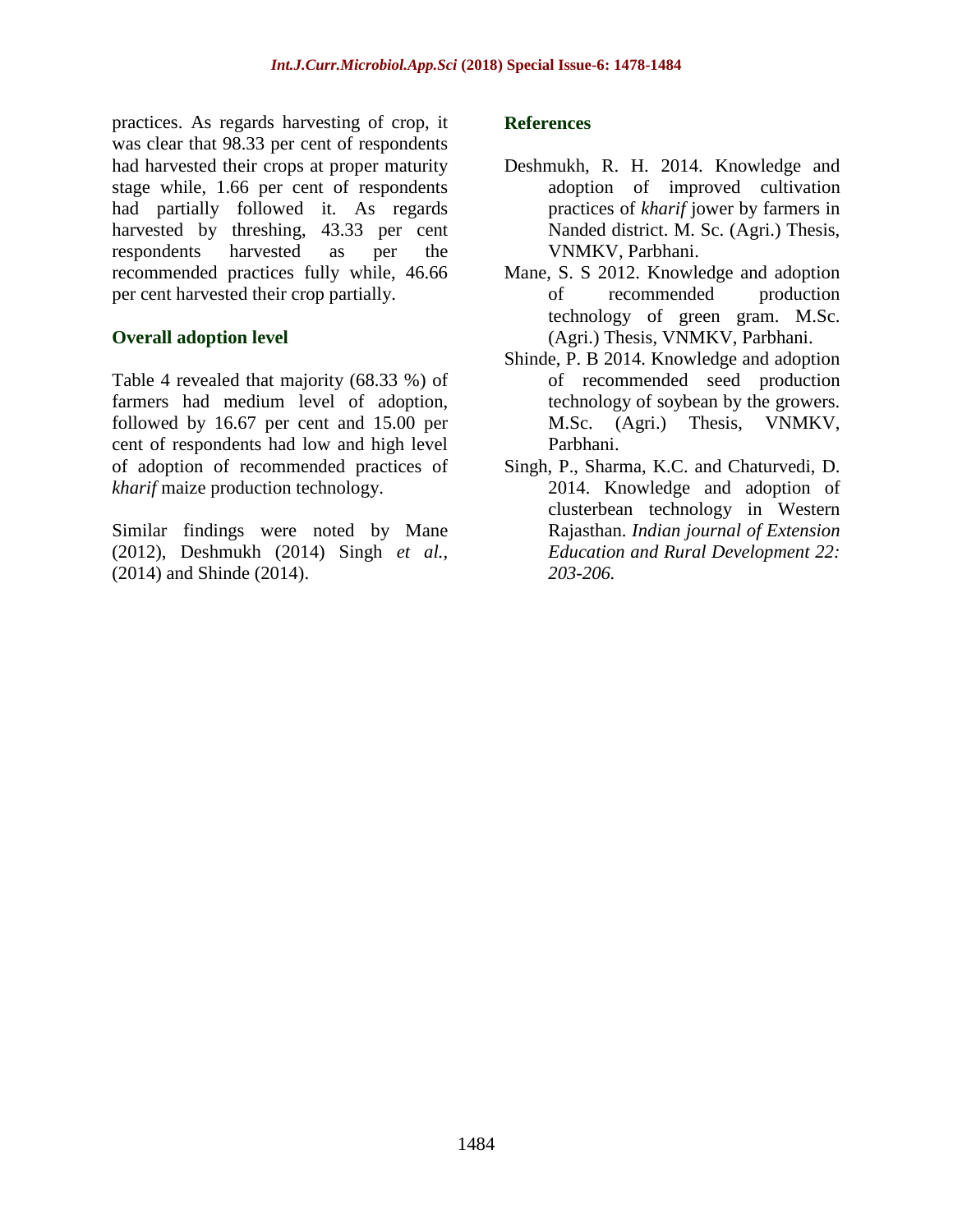practices. As regards harvesting of crop, it was clear that 98.33 per cent of respondents had harvested their crops at proper maturity stage while, 1.66 per cent of respondents had partially followed it. As regards harvested by threshing, 43.33 per cent respondents harvested as per the recommended practices fully while, 46.66 per cent harvested their crop partially.

## Overall adoption level

Table 4 revealed that majority (68.33 %) of farmers had medium level of adoption, followed by 16.67 per cent and 15.00 per cent of respondents had low and high level of adoption of recommended practices of *kharif* maize production technology.

Similar findings were noted by Mane (2012), Deshmukh (2014) Singh *et al.,* (2014) and Shinde (2014).

## References

Deshmukh, R. H. 2014. Knowledge and adoption of improved cultivation practices of *kharif* jower by farmers in Nanded district. M. Sc. (Agri.) Thesis, VNMKV, Parbhani.

Mane, S. S 2012. Knowledge and adoption of recommended production technology of green gram. M.Sc. (Agri.) Thesis, VNMKV, Parbhani.

Shinde, P. B 2014. Knowledge and adoption of recommended seed production technology of soybean by the growers. M.Sc. (Agri.) Thesis, VNMKV, Parbhani.

Singh, P., Sharma, K.C. and Chaturvedi, D. 2014. Knowledge and adoption of clusterbean technology in Western Rajasthan. *Indian journal of Extension Education and Rural Development 22: 203-206.*